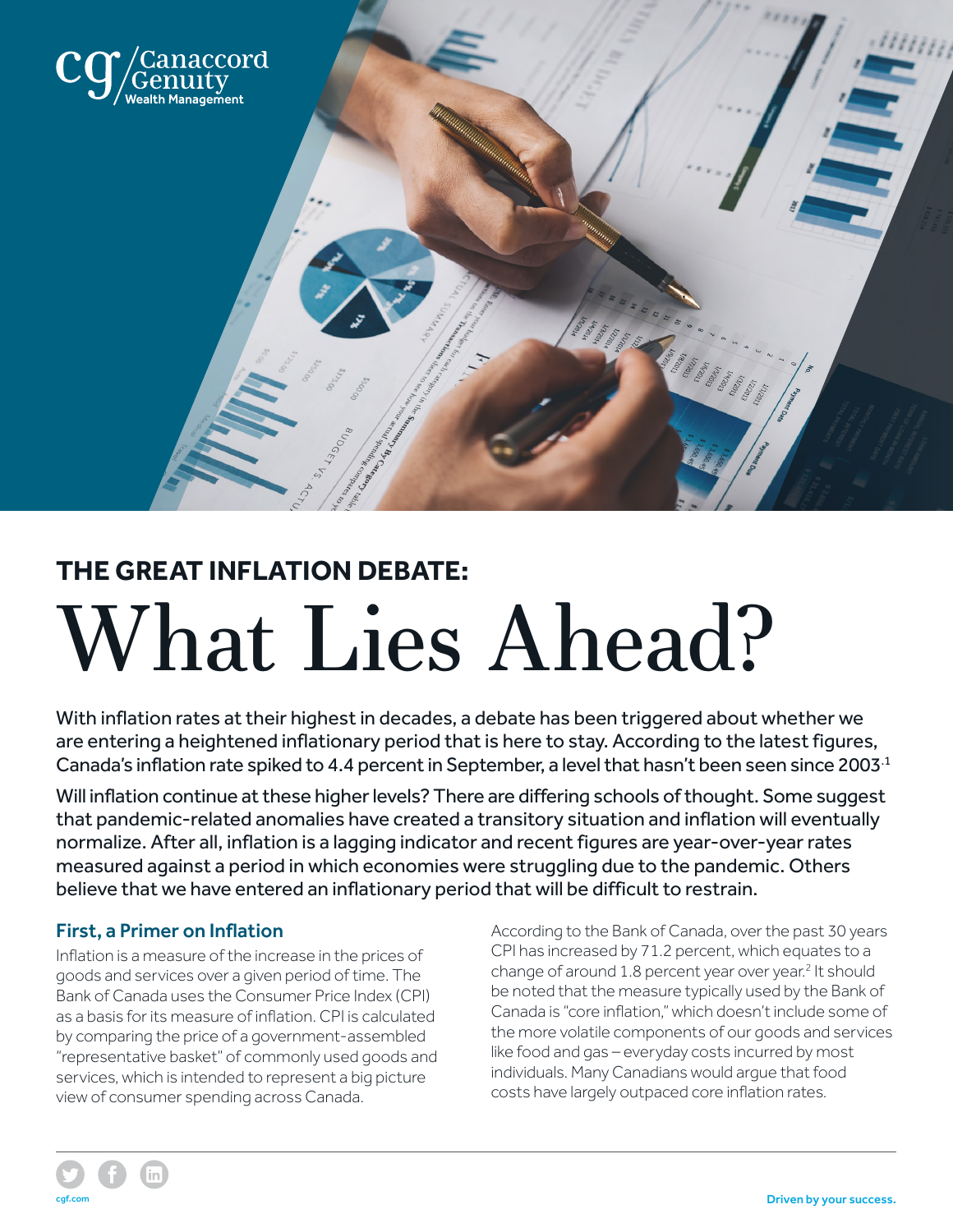# THE GREAT INFLATION DEBATE:

# What Lies Ahead?

With inflation rates at their highest in decades, a debate has been triggered about whether we are entering a heightened inflationary period that is here to stay. According to the latest figures, Canada's inflation rate spiked to 4.4 percent in September, a level that hasn't been seen since 2003.[1]

Will inflation continue at these higher levels? There are differing schools of thought. Some suggest that pandemic-related anomalies have created a transitory situation and inflation will eventually normalize. After all, inflation is a lagging indicator and recent figures are year-over-year rates measured against a period in which economies were struggling due to the pandemic. Others believe that we have entered an inflationary period that will be difficult to restrain.

## First, a Primer on Inflation

Inflation is a measure of the increase in the prices of goods and services over a given period of time. The Bank of Canada uses the Consumer Price Index (CPI) as a basis for its measure of inflation. CPI is calculated by comparing the price of a government-assembled "representative basket" of commonly used goods and services, which is intended to represent a big picture view of consumer spending across Canada.

According to the Bank of Canada, over the past 30 years CPI has increased by 71.2 percent, which equates to a change of around 1.8 percent year over year.[2] It should be noted that the measure typically used by the Bank of Canada is "core inflation," which doesn't include some of the more volatile components of our goods and services like food and gas – everyday costs incurred by most individuals. Many Canadians would argue that food costs have largely outpaced core inflation rates.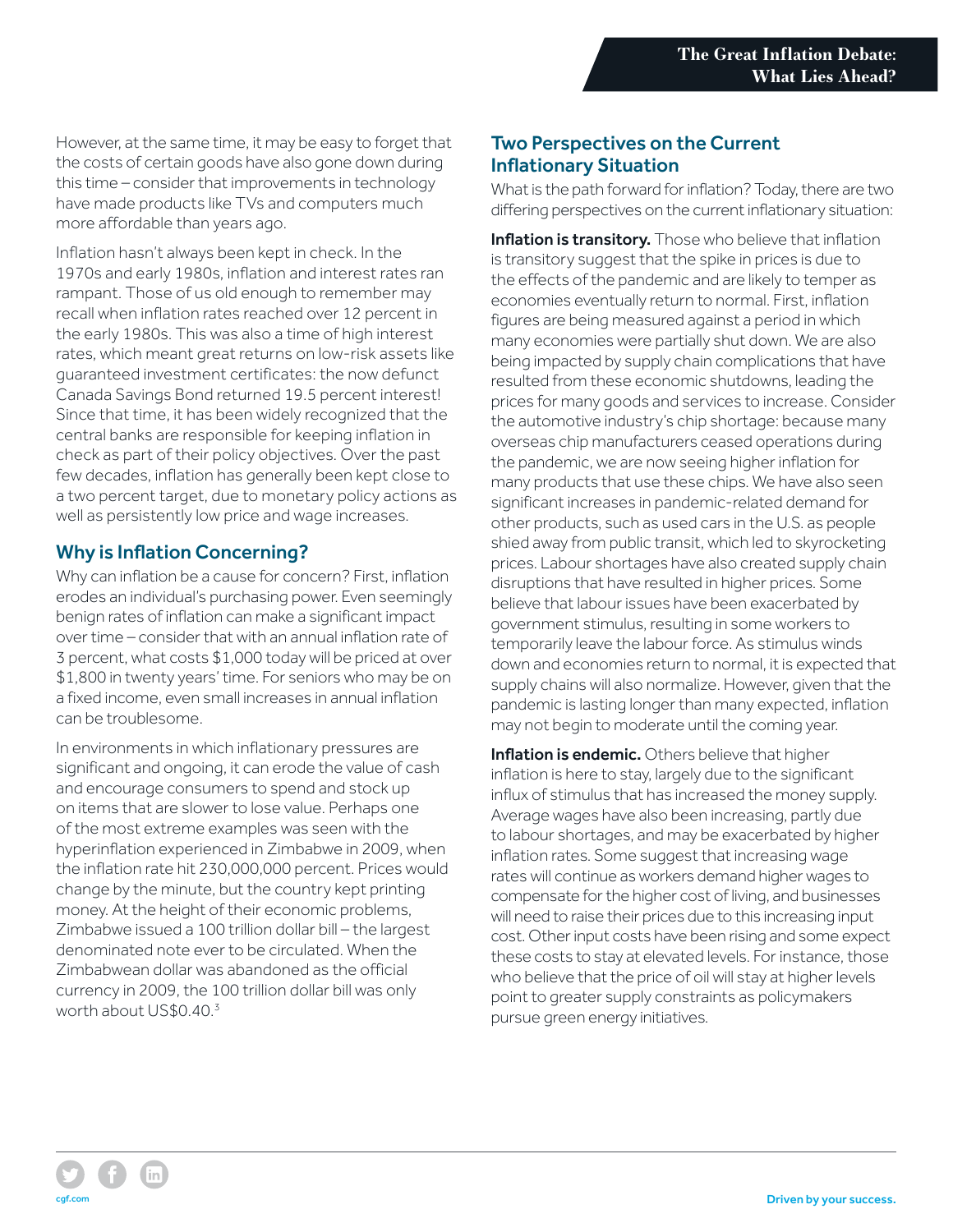However, at the same time, it may be easy to forget that the costs of certain goods have also gone down during this time – consider that improvements in technology have made products like TVs and computers much more affordable than years ago.

Inflation hasn't always been kept in check. In the 1970s and early 1980s, inflation and interest rates ran rampant. Those of us old enough to remember may recall when inflation rates reached over 12 percent in the early 1980s. This was also a time of high interest rates, which meant great returns on low-risk assets like guaranteed investment certificates: the now defunct Canada Savings Bond returned 19.5 percent interest! Since that time, it has been widely recognized that the central banks are responsible for keeping inflation in check as part of their policy objectives. Over the past few decades, inflation has generally been kept close to a two percent target, due to monetary policy actions as well as persistently low price and wage increases.

## Why is Inflation Concerning?

Why can inflation be a cause for concern? First, inflation erodes an individual's purchasing power. Even seemingly benign rates of inflation can make a significant impact over time – consider that with an annual inflation rate of 3 percent, what costs $1,000 today will be priced at over $1,800 in twenty years' time. For seniors who may be on a fixed income, even small increases in annual inflation can be troublesome.

In environments in which inflationary pressures are significant and ongoing, it can erode the value of cash and encourage consumers to spend and stock up on items that are slower to lose value. Perhaps one of the most extreme examples was seen with the hyperinflation experienced in Zimbabwe in 2009, when the inflation rate hit 230,000,000 percent. Prices would change by the minute, but the country kept printing money. At the height of their economic problems, Zimbabwe issued a 100 trillion dollar bill – the largest denominated note ever to be circulated. When the Zimbabwean dollar was abandoned as the official currency in 2009, the 100 trillion dollar bill was only worth about US$0.40.[3]

## Two Perspectives on the Current Inflationary Situation

What is the path forward for inflation? Today, there are two differing perspectives on the current inflationary situation:

**Inflation is transitory.** Those who believe that inflation is transitory suggest that the spike in prices is due to the effects of the pandemic and are likely to temper as economies eventually return to normal. First, inflation figures are being measured against a period in which many economies were partially shut down. We are also being impacted by supply chain complications that have resulted from these economic shutdowns, leading the prices for many goods and services to increase. Consider the automotive industry's chip shortage: because many overseas chip manufacturers ceased operations during the pandemic, we are now seeing higher inflation for many products that use these chips. We have also seen significant increases in pandemic-related demand for other products, such as used cars in the U.S. as people shied away from public transit, which led to skyrocketing prices. Labour shortages have also created supply chain disruptions that have resulted in higher prices. Some believe that labour issues have been exacerbated by government stimulus, resulting in some workers to temporarily leave the labour force. As stimulus winds down and economies return to normal, it is expected that supply chains will also normalize. However, given that the pandemic is lasting longer than many expected, inflation may not begin to moderate until the coming year.

**Inflation is endemic.** Others believe that higher inflation is here to stay, largely due to the significant influx of stimulus that has increased the money supply. Average wages have also been increasing, partly due to labour shortages, and may be exacerbated by higher inflation rates. Some suggest that increasing wage rates will continue as workers demand higher wages to compensate for the higher cost of living, and businesses will need to raise their prices due to this increasing input cost. Other input costs have been rising and some expect these costs to stay at elevated levels. For instance, those who believe that the price of oil will stay at higher levels point to greater supply constraints as policymakers pursue green energy initiatives.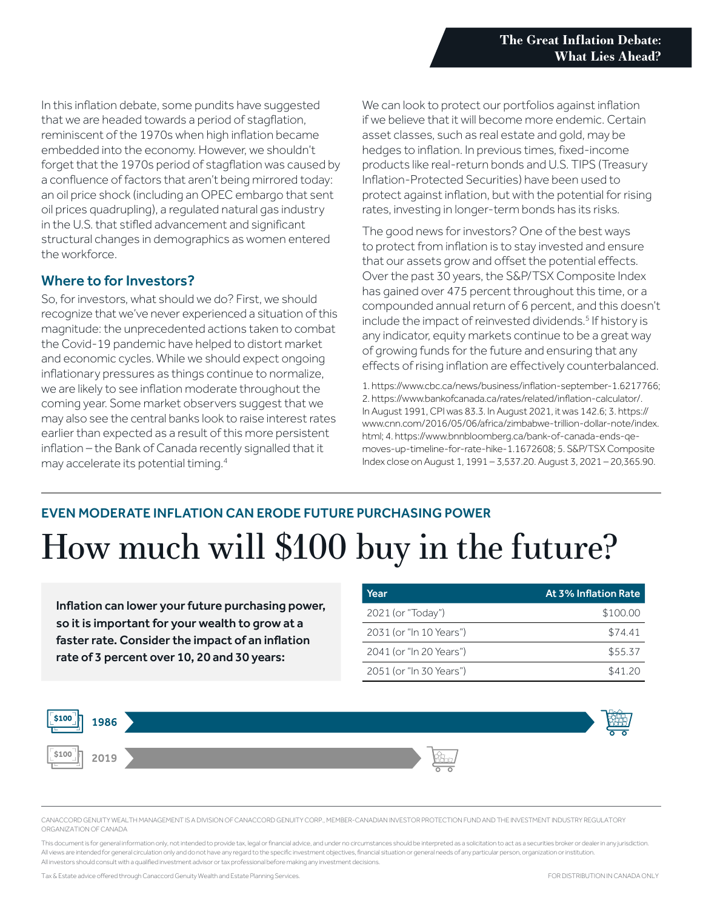In this inflation debate, some pundits have suggested that we are headed towards a period of stagflation, reminiscent of the 1970s when high inflation became embedded into the economy. However, we shouldn't forget that the 1970s period of stagflation was caused by a confluence of factors that aren't being mirrored today: an oil price shock (including an OPEC embargo that sent oil prices quadrupling), a regulated natural gas industry in the U.S. that stifled advancement and significant structural changes in demographics as women entered the workforce.

## Where to for Investors?

So, for investors, what should we do? First, we should recognize that we've never experienced a situation of this magnitude: the unprecedented actions taken to combat the Covid-19 pandemic have helped to distort market and economic cycles. While we should expect ongoing inflationary pressures as things continue to normalize, we are likely to see inflation moderate throughout the coming year. Some market observers suggest that we may also see the central banks look to raise interest rates earlier than expected as a result of this more persistent inflation – the Bank of Canada recently signalled that it may accelerate its potential timing.[4]

We can look to protect our portfolios against inflation if we believe that it will become more endemic. Certain asset classes, such as real estate and gold, may be hedges to inflation. In previous times, fixed-income products like real-return bonds and U.S. TIPS (Treasury Inflation-Protected Securities) have been used to protect against inflation, but with the potential for rising rates, investing in longer-term bonds has its risks.

The good news for investors? One of the best ways to protect from inflation is to stay invested and ensure that our assets grow and offset the potential effects. Over the past 30 years, the S&P/TSX Composite Index has gained over 475 percent throughout this time, or a compounded annual return of 6 percent, and this doesn't include the impact of reinvested dividends.[5] If history is any indicator, equity markets continue to be a great way of growing funds for the future and ensuring that any effects of rising inflation are effectively counterbalanced.

1. https://www.cbc.ca/news/business/inflation-september-1.6217766; 2. https://www.bankofcanada.ca/rates/related/inflation-calculator/. In August 1991, CPI was 83.3. In August 2021, it was 142.6; 3. https://www.cnn.com/2016/05/06/africa/zimbabwe-trillion-dollar-note/index.html; 4. https://www.bnnbloomberg.ca/bank-of-canada-ends-qe-moves-up-timeline-for-rate-hike-1.1672608; 5. S&P/TSX Composite Index close on August 1, 1991 – 3,537.20. August 3, 2021 – 20,365.90.

EVEN MODERATE INFLATION CAN ERODE FUTURE PURCHASING POWER

# How much will $100 buy in the future?

**Inflation can lower your future purchasing power, so it is important for your wealth to grow at a faster rate. Consider the impact of an inflation rate of 3 percent over 10, 20 and 30 years:**

| Year | At 3% Inflation Rate |
|---|---|
| 2021 (or "Today") | $100.00 |
| 2031 (or "In 10 Years") | $74.41 |
| 2041 (or "In 20 Years") | $55.37 |
| 2051 (or "In 30 Years") | $41.20 |

$100 1986

$100 2019

CANACCORD GENUITY WEALTH MANAGEMENT IS A DIVISION OF CANACCORD GENUITY CORP., MEMBER-CANADIAN INVESTOR PROTECTION FUND AND THE INVESTMENT INDUSTRY REGULATORY ORGANIZATION OF CANADA

This document is for general information only, not intended to provide tax, legal or financial advice, and under no circumstances should be interpreted as a solicitation to act as a securities broker or dealer in any jurisdiction. All views are intended for general circulation only and do not have any regard to the specific investment objectives, financial situation or general needs of any particular person, organization or institution. All investors should consult with a qualified investment advisor or tax professional before making any investment decisions.

Tax & Estate advice offered through Canaccord Genuity Wealth and Estate Planning Services.

FOR DISTRIBUTION IN CANADA ONLY